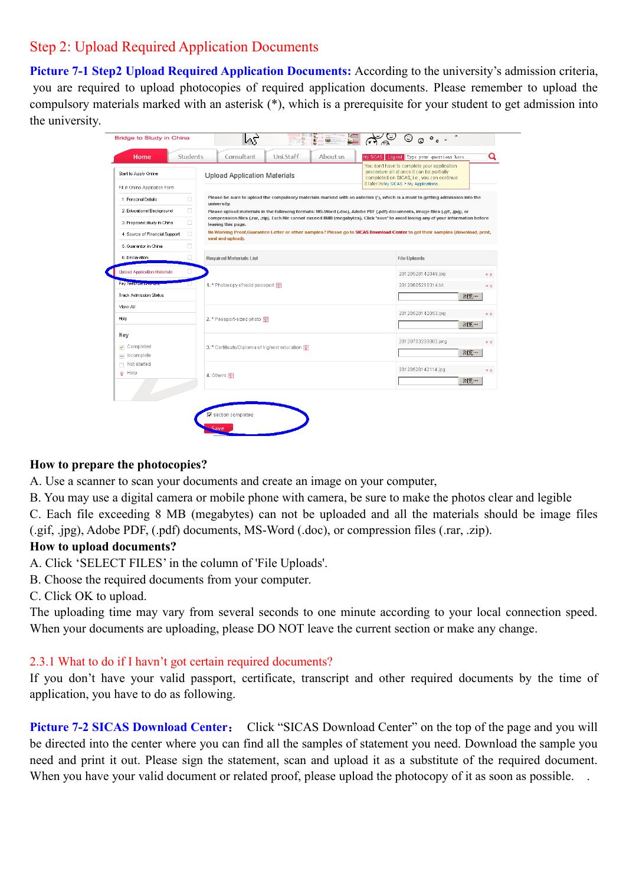## Step 2: Upload Required Application Documents

**Picture 7-1 Step2 Upload Required Application Documents:** According to the university's admission criteria, you are required to upload photocopies of required application documents. Please remember to upload the compulsory materials marked with an asterisk (*), which is a prerequisite for your student to get admission into the university.

**How to prepare the photocopies?**

A. Use a scanner to scan your documents and create an image on your computer,

B. You may use a digital camera or mobile phone with camera, be sure to make the photos clear and legible

C. Each file exceeding 8 MB (megabytes) can not be uploaded and all the materials should be image files (.gif, .jpg), Adobe PDF, (.pdf) documents, MS-Word (.doc), or compression files (.rar, .zip).

**How to upload documents?**

A. Click 'SELECT FILES' in the column of 'File Uploads'.

B. Choose the required documents from your computer.

C. Click OK to upload.

The uploading time may vary from several seconds to one minute according to your local connection speed. When your documents are uploading, please DO NOT leave the current section or make any change.

### 2.3.1 What to do if I havn't got certain required documents?

If you don't have your valid passport, certificate, transcript and other required documents by the time of application, you have to do as following.

**Picture 7-2 SICAS Download Center：** Click "SICAS Download Center" on the top of the page and you will be directed into the center where you can find all the samples of statement you need. Download the sample you need and print it out. Please sign the statement, scan and upload it as a substitute of the required document. When you have your valid document or related proof, please upload the photocopy of it as soon as possible.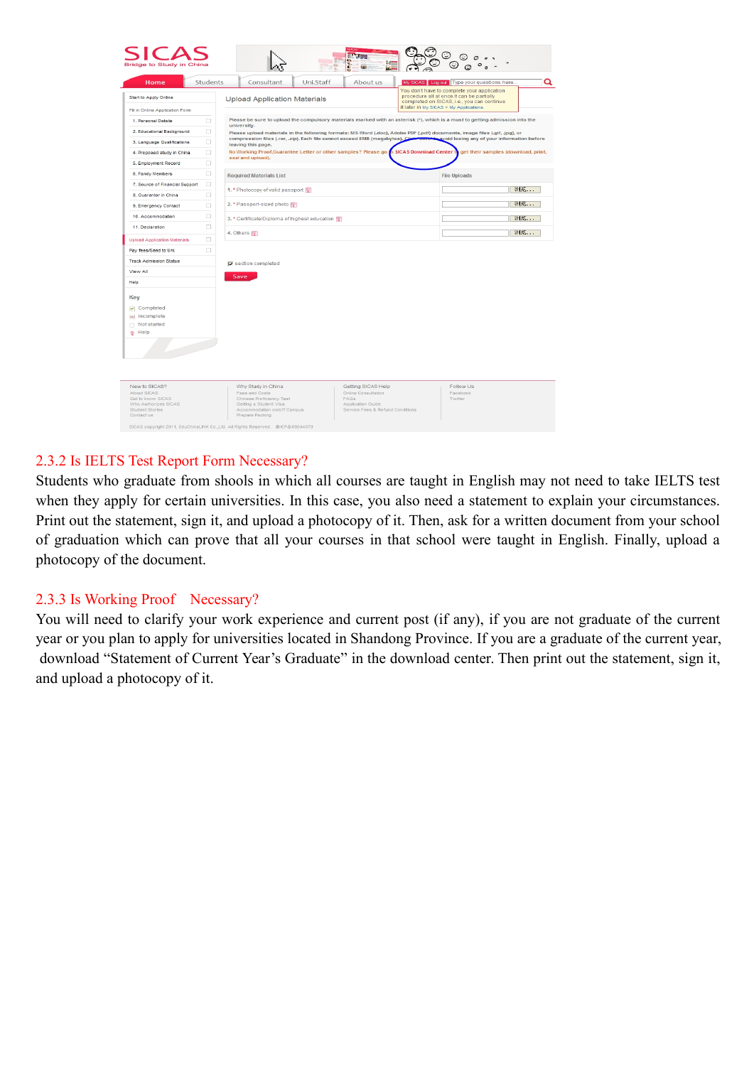## 2.3.2 Is IELTS Test Report Form Necessary?

Students who graduate from shools in which all courses are taught in English may not need to take IELTS test when they apply for certain universities. In this case, you also need a statement to explain your circumstances. Print out the statement, sign it, and upload a photocopy of it. Then, ask for a written document from your school of graduation which can prove that all your courses in that school were taught in English. Finally, upload a photocopy of the document.

## 2.3.3 Is Working Proof Necessary?

You will need to clarify your work experience and current post (if any), if you are not graduate of the current year or you plan to apply for universities located in Shandong Province. If you are a graduate of the current year, download "Statement of Current Year's Graduate" in the download center. Then print out the statement, sign it, and upload a photocopy of it.